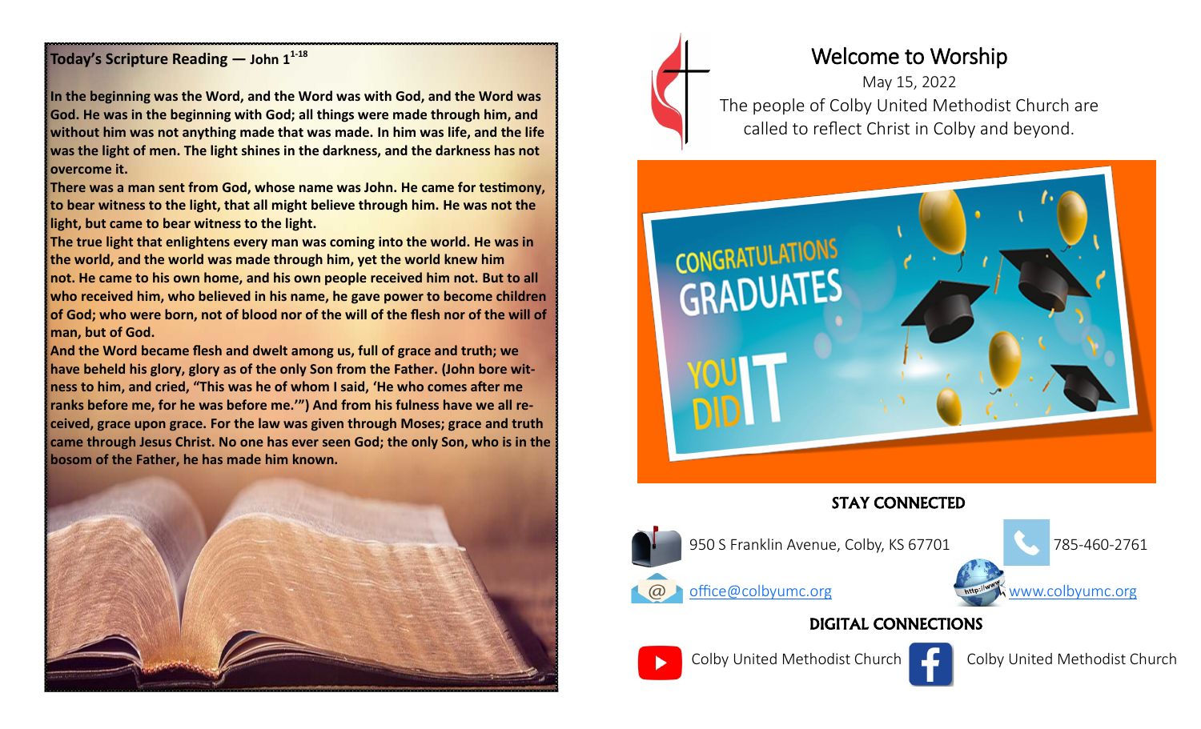## Today's Scripture Reading — John 1[1-18]

**In the beginning was the Word, and the Word was with God, and the Word was God. He was in the beginning with God; all things were made through him, and without him was not anything made that was made. In him was life, and the life was the light of men. The light shines in the darkness, and the darkness has not overcome it.**

**There was a man sent from God, whose name was John. He came for testimony, to bear witness to the light, that all might believe through him. He was not the light, but came to bear witness to the light.**

**The true light that enlightens every man was coming into the world. He was in the world, and the world was made through him, yet the world knew him not. He came to his own home, and his own people received him not. But to all who received him, who believed in his name, he gave power to become children of God; who were born, not of blood nor of the will of the flesh nor of the will of man, but of God.**

**And the Word became flesh and dwelt among us, full of grace and truth; we have beheld his glory, glory as of the only Son from the Father. (John bore witness to him, and cried, "This was he of whom I said, 'He who comes after me ranks before me, for he was before me.'") And from his fulness have we all received, grace upon grace. For the law was given through Moses; grace and truth came through Jesus Christ. No one has ever seen God; the only Son, who is in the bosom of the Father, he has made him known.**

# Welcome to Worship

May 15, 2022

The people of Colby United Methodist Church are called to reflect Christ in Colby and beyond.

CONGRATULATIONS GRADUATES

YOU DID IT

## STAY CONNECTED

950 S Franklin Avenue, Colby, KS 67701

785-460-2761

office@colbyumc.org

www.colbyumc.org

## DIGITAL CONNECTIONS

YouTube: Colby United Methodist Church

Facebook: Colby United Methodist Church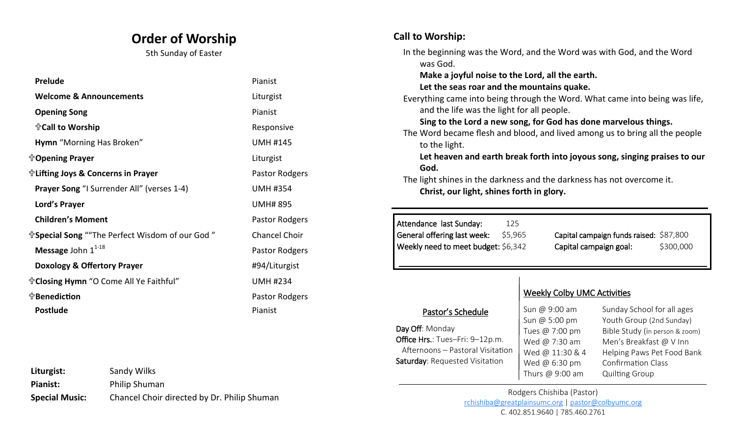# Order of Worship

5th Sunday of Easter

| | |
|---|---|
| **Prelude** | Pianist |
| **Welcome & Announcements** | Liturgist |
| **Opening Song** | Pianist |
| ✞**Call to Worship** | Responsive |
| **Hymn** "Morning Has Broken" | UMH #145 |
| ✞**Opening Prayer** | Liturgist |
| ✞**Lifting Joys & Concerns in Prayer** | Pastor Rodgers |
| **Prayer Song** "I Surrender All" (verses 1-4) | UMH #354 |
| **Lord's Prayer** | UMH# 895 |
| **Children's Moment** | Pastor Rodgers |
| ✞**Special Song** ""The Perfect Wisdom of our God " | Chancel Choir |
| **Message** John $1^{1\text{-}18}$ | Pastor Rodgers |
| **Doxology & Offertory Prayer** | #94/Liturgist |
| ✞**Closing Hymn** "O Come All Ye Faithful" | UMH #234 |
| ✞**Benediction** | Pastor Rodgers |
| **Postlude** | Pianist |

**Liturgist:** Sandy Wilks
**Pianist:** Philip Shuman
**Special Music:** Chancel Choir directed by Dr. Philip Shuman

## Call to Worship:

In the beginning was the Word, and the Word was with God, and the Word was God.

**Make a joyful noise to the Lord, all the earth.**
**Let the seas roar and the mountains quake.**

Everything came into being through the Word. What came into being was life, and the life was the light for all people.

**Sing to the Lord a new song, for God has done marvelous things.**

The Word became flesh and blood, and lived among us to bring all the people to the light.

**Let heaven and earth break forth into joyous song, singing praises to our God.**

The light shines in the darkness and the darkness has not overcome it.

**Christ, our light, shines forth in glory.**

| | | | |
|---|---|---|---|
| Attendance last Sunday: | 125 | | |
| General offering last week: | $5,965 | Capital campaign funds raised: | $87,800 |
| Weekly need to meet budget: | $6,342 | Capital campaign goal: | $300,000 |

### Pastor's Schedule

**Day Off**: Monday
**Office Hrs.**: Tues–Fri: 9–12p.m.
Afternoons – Pastoral Visitation
**Saturday**: Requested Visitation

### Weekly Colby UMC Activities

| | |
|---|---|
| Sun @ 9:00 am | Sunday School for all ages |
| Sun @ 5:00 pm | Youth Group (2nd Sunday) |
| Tues @ 7:00 pm | Bible Study (in person & zoom) |
| Wed @ 7:30 am | Men's Breakfast @ V Inn |
| Wed @ 11:30 & 4 | Helping Paws Pet Food Bank |
| Wed @ 6:30 pm | Confirmation Class |
| Thurs @ 9:00 am | Quilting Group |

Rodgers Chishiba (Pastor)
rchishiba@greatplainsumc.org | pastor@colbyumc.org
C. 402.851.9640 | 785.460.2761